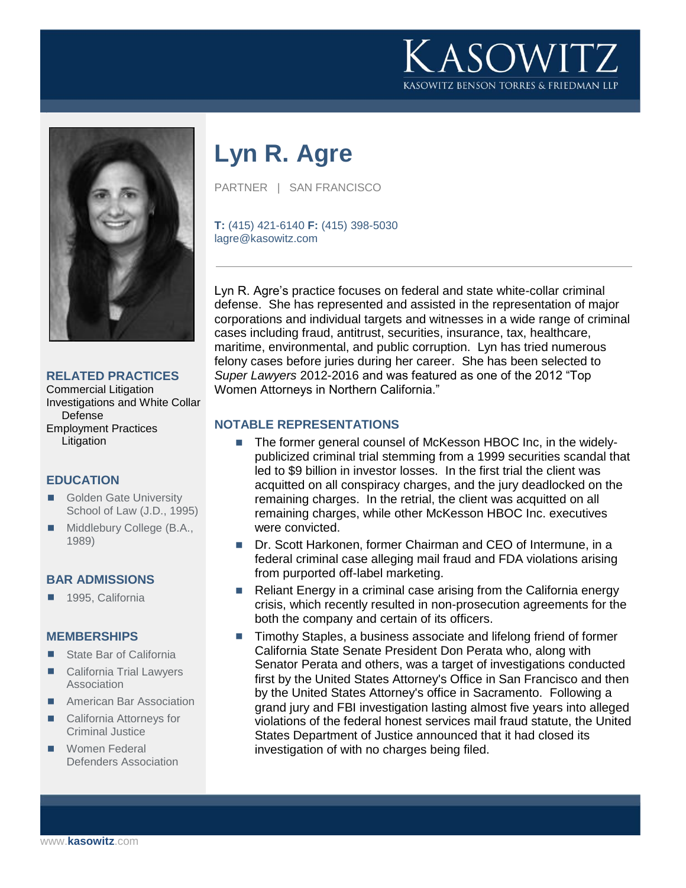# Lyn R. Agre

PARTNER | SAN FRANCISCO

**T:** (415) 421-6140 **F:** (415) 398-5030
lagre@kasowitz.com

Lyn R. Agre's practice focuses on federal and state white-collar criminal defense. She has represented and assisted in the representation of major corporations and individual targets and witnesses in a wide range of criminal cases including fraud, antitrust, securities, insurance, tax, healthcare, maritime, environmental, and public corruption. Lyn has tried numerous felony cases before juries during her career. She has been selected to *Super Lawyers* 2012-2016 and was featured as one of the 2012 "Top Women Attorneys in Northern California."

## NOTABLE REPRESENTATIONS

- The former general counsel of McKesson HBOC Inc, in the widely-publicized criminal trial stemming from a 1999 securities scandal that led to $9 billion in investor losses. In the first trial the client was acquitted on all conspiracy charges, and the jury deadlocked on the remaining charges. In the retrial, the client was acquitted on all remaining charges, while other McKesson HBOC Inc. executives were convicted.
- Dr. Scott Harkonen, former Chairman and CEO of Intermune, in a federal criminal case alleging mail fraud and FDA violations arising from purported off-label marketing.
- Reliant Energy in a criminal case arising from the California energy crisis, which recently resulted in non-prosecution agreements for the both the company and certain of its officers.
- Timothy Staples, a business associate and lifelong friend of former California State Senate President Don Perata who, along with Senator Perata and others, was a target of investigations conducted first by the United States Attorney's Office in San Francisco and then by the United States Attorney's office in Sacramento. Following a grand jury and FBI investigation lasting almost five years into alleged violations of the federal honest services mail fraud statute, the United States Department of Justice announced that it had closed its investigation of with no charges being filed.

## RELATED PRACTICES

Commercial Litigation
Investigations and White Collar Defense
Employment Practices Litigation

## EDUCATION

- Golden Gate University School of Law (J.D., 1995)
- Middlebury College (B.A., 1989)

## BAR ADMISSIONS

- 1995, California

## MEMBERSHIPS

- State Bar of California
- California Trial Lawyers Association
- American Bar Association
- California Attorneys for Criminal Justice
- Women Federal Defenders Association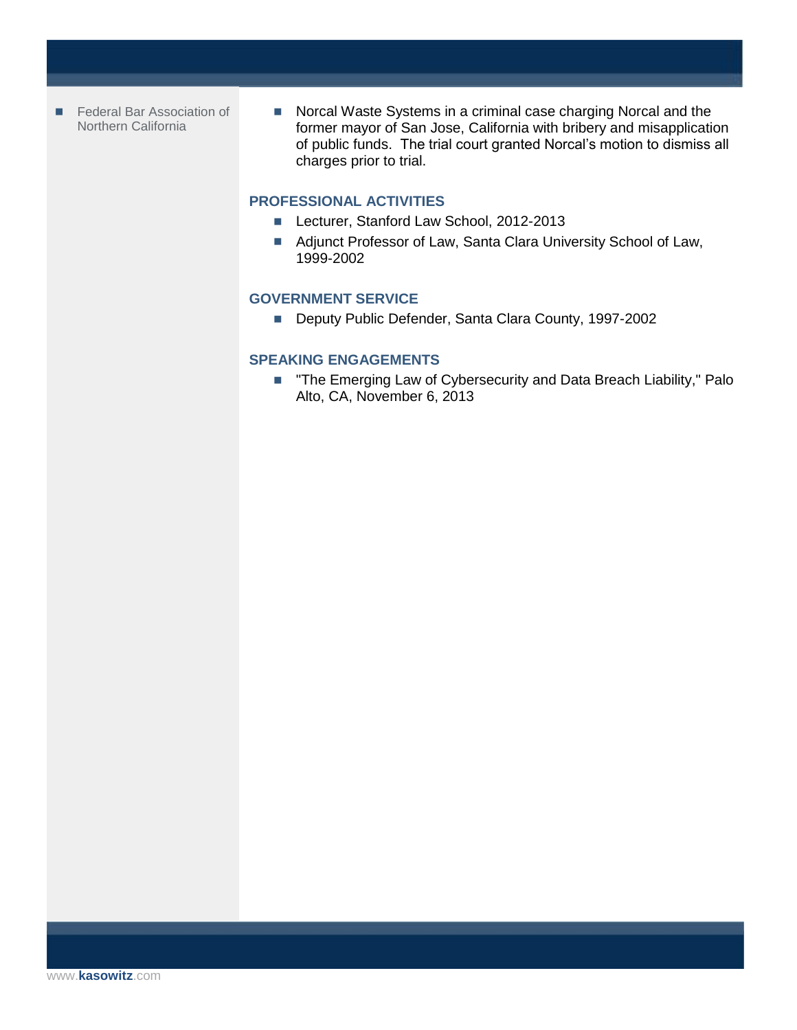- Federal Bar Association of Northern California

- Norcal Waste Systems in a criminal case charging Norcal and the former mayor of San Jose, California with bribery and misapplication of public funds. The trial court granted Norcal's motion to dismiss all charges prior to trial.

## PROFESSIONAL ACTIVITIES

- Lecturer, Stanford Law School, 2012-2013
- Adjunct Professor of Law, Santa Clara University School of Law, 1999-2002

## GOVERNMENT SERVICE

- Deputy Public Defender, Santa Clara County, 1997-2002

## SPEAKING ENGAGEMENTS

- "The Emerging Law of Cybersecurity and Data Breach Liability," Palo Alto, CA, November 6, 2013